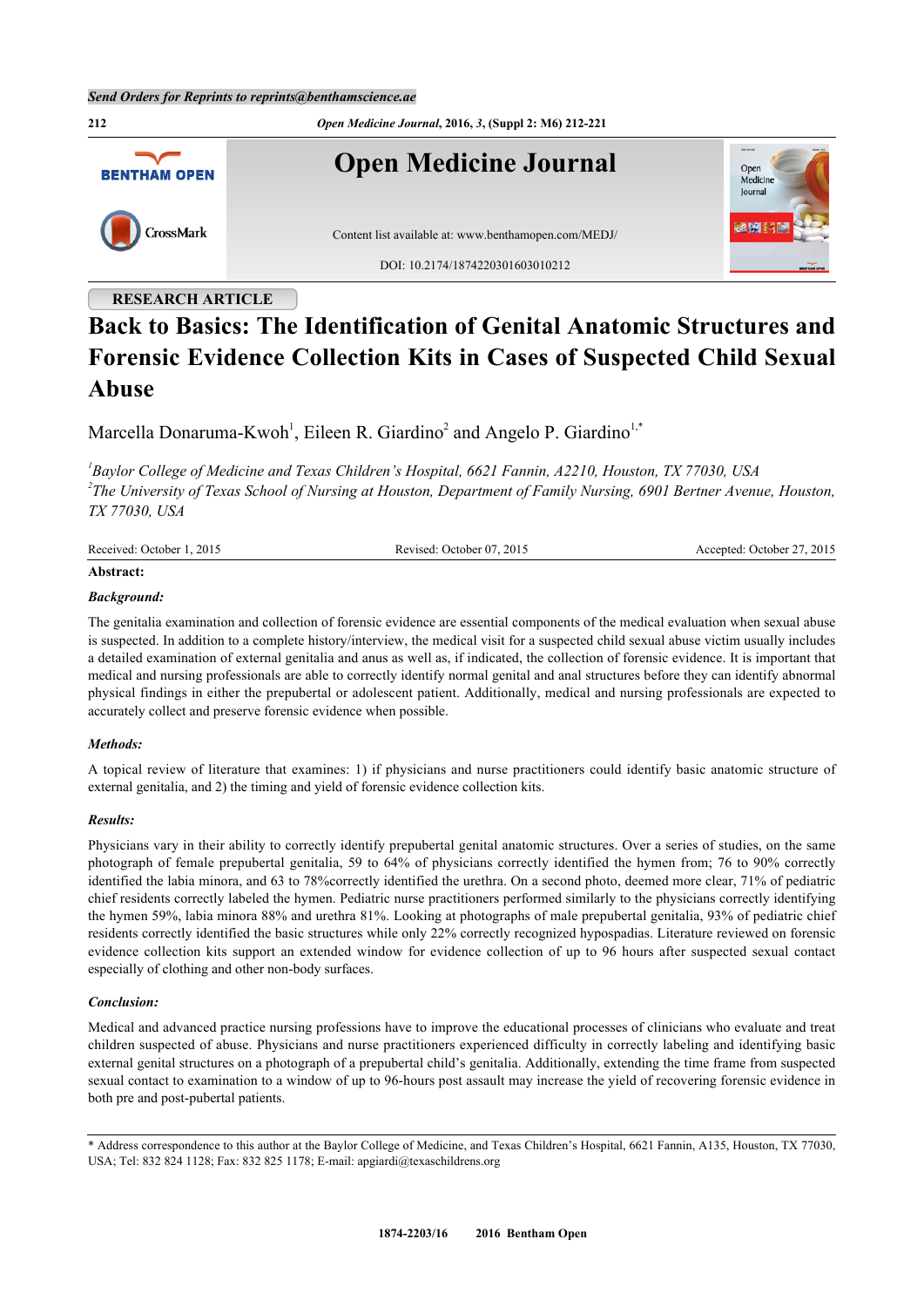RESEARCH ARTICLE

# Back to Basics: The Identification of Genital Anatomic Structures and Forensic Evidence Collection Kits in Cases of Suspected Child Sexual Abuse

Marcella Donaruma-Kwoh[1], Eileen R. Giardino[2] and Angelo P. Giardino[1,*]

[1]*Baylor College of Medicine and Texas Children's Hospital, 6621 Fannin, A2210, Houston, TX 77030, USA*
[2]*The University of Texas School of Nursing at Houston, Department of Family Nursing, 6901 Bertner Avenue, Houston, TX 77030, USA*

Received: October 1, 2015 | Revised: October 07, 2015 | Accepted: October 27, 2015

**Abstract:**

***Background:***

The genitalia examination and collection of forensic evidence are essential components of the medical evaluation when sexual abuse is suspected. In addition to a complete history/interview, the medical visit for a suspected child sexual abuse victim usually includes a detailed examination of external genitalia and anus as well as, if indicated, the collection of forensic evidence. It is important that medical and nursing professionals are able to correctly identify normal genital and anal structures before they can identify abnormal physical findings in either the prepubertal or adolescent patient. Additionally, medical and nursing professionals are expected to accurately collect and preserve forensic evidence when possible.

***Methods:***

A topical review of literature that examines: 1) if physicians and nurse practitioners could identify basic anatomic structure of external genitalia, and 2) the timing and yield of forensic evidence collection kits.

***Results:***

Physicians vary in their ability to correctly identify prepubertal genital anatomic structures. Over a series of studies, on the same photograph of female prepubertal genitalia, 59 to 64% of physicians correctly identified the hymen from; 76 to 90% correctly identified the labia minora, and 63 to 78%correctly identified the urethra. On a second photo, deemed more clear, 71% of pediatric chief residents correctly labeled the hymen. Pediatric nurse practitioners performed similarly to the physicians correctly identifying the hymen 59%, labia minora 88% and urethra 81%. Looking at photographs of male prepubertal genitalia, 93% of pediatric chief residents correctly identified the basic structures while only 22% correctly recognized hypospadias. Literature reviewed on forensic evidence collection kits support an extended window for evidence collection of up to 96 hours after suspected sexual contact especially of clothing and other non-body surfaces.

***Conclusion:***

Medical and advanced practice nursing professions have to improve the educational processes of clinicians who evaluate and treat children suspected of abuse. Physicians and nurse practitioners experienced difficulty in correctly labeling and identifying basic external genital structures on a photograph of a prepubertal child's genitalia. Additionally, extending the time frame from suspected sexual contact to examination to a window of up to 96-hours post assault may increase the yield of recovering forensic evidence in both pre and post-pubertal patients.

\* Address correspondence to this author at the Baylor College of Medicine, and Texas Children's Hospital, 6621 Fannin, A135, Houston, TX 77030, USA; Tel: 832 824 1128; Fax: 832 825 1178; E-mail: apgiardi@texaschildrens.org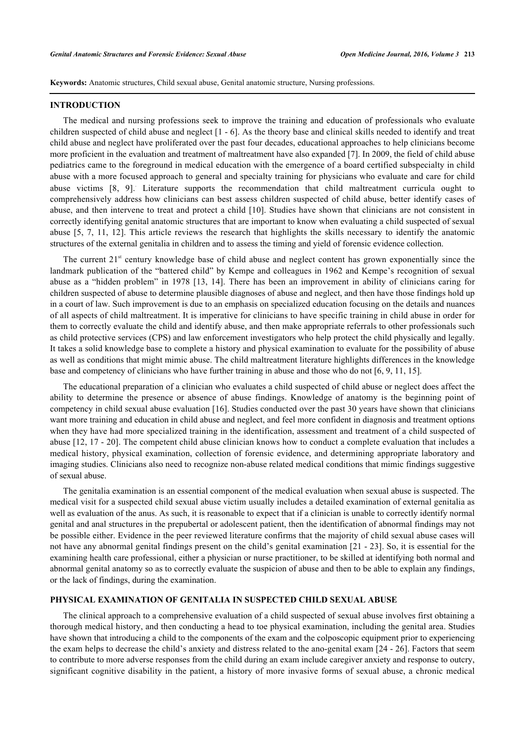**Keywords:** Anatomic structures, Child sexual abuse, Genital anatomic structure, Nursing professions.

## INTRODUCTION

The medical and nursing professions seek to improve the training and education of professionals who evaluate children suspected of child abuse and neglect [1 - 6]. As the theory base and clinical skills needed to identify and treat child abuse and neglect have proliferated over the past four decades, educational approaches to help clinicians become more proficient in the evaluation and treatment of maltreatment have also expanded [7]. In 2009, the field of child abuse pediatrics came to the foreground in medical education with the emergence of a board certified subspecialty in child abuse with a more focused approach to general and specialty training for physicians who evaluate and care for child abuse victims [8, 9]. Literature supports the recommendation that child maltreatment curricula ought to comprehensively address how clinicians can best assess children suspected of child abuse, better identify cases of abuse, and then intervene to treat and protect a child [10]. Studies have shown that clinicians are not consistent in correctly identifying genital anatomic structures that are important to know when evaluating a child suspected of sexual abuse [5, 7, 11, 12]. This article reviews the research that highlights the skills necessary to identify the anatomic structures of the external genitalia in children and to assess the timing and yield of forensic evidence collection.

The current 21st century knowledge base of child abuse and neglect content has grown exponentially since the landmark publication of the "battered child" by Kempe and colleagues in 1962 and Kempe's recognition of sexual abuse as a "hidden problem" in 1978 [13, 14]. There has been an improvement in ability of clinicians caring for children suspected of abuse to determine plausible diagnoses of abuse and neglect, and then have those findings hold up in a court of law. Such improvement is due to an emphasis on specialized education focusing on the details and nuances of all aspects of child maltreatment. It is imperative for clinicians to have specific training in child abuse in order for them to correctly evaluate the child and identify abuse, and then make appropriate referrals to other professionals such as child protective services (CPS) and law enforcement investigators who help protect the child physically and legally. It takes a solid knowledge base to complete a history and physical examination to evaluate for the possibility of abuse as well as conditions that might mimic abuse. The child maltreatment literature highlights differences in the knowledge base and competency of clinicians who have further training in abuse and those who do not [6, 9, 11, 15].

The educational preparation of a clinician who evaluates a child suspected of child abuse or neglect does affect the ability to determine the presence or absence of abuse findings. Knowledge of anatomy is the beginning point of competency in child sexual abuse evaluation [16]. Studies conducted over the past 30 years have shown that clinicians want more training and education in child abuse and neglect, and feel more confident in diagnosis and treatment options when they have had more specialized training in the identification, assessment and treatment of a child suspected of abuse [12, 17 - 20]. The competent child abuse clinician knows how to conduct a complete evaluation that includes a medical history, physical examination, collection of forensic evidence, and determining appropriate laboratory and imaging studies. Clinicians also need to recognize non-abuse related medical conditions that mimic findings suggestive of sexual abuse.

The genitalia examination is an essential component of the medical evaluation when sexual abuse is suspected. The medical visit for a suspected child sexual abuse victim usually includes a detailed examination of external genitalia as well as evaluation of the anus. As such, it is reasonable to expect that if a clinician is unable to correctly identify normal genital and anal structures in the prepubertal or adolescent patient, then the identification of abnormal findings may not be possible either. Evidence in the peer reviewed literature confirms that the majority of child sexual abuse cases will not have any abnormal genital findings present on the child's genital examination [21 - 23]. So, it is essential for the examining health care professional, either a physician or nurse practitioner, to be skilled at identifying both normal and abnormal genital anatomy so as to correctly evaluate the suspicion of abuse and then to be able to explain any findings, or the lack of findings, during the examination.

## PHYSICAL EXAMINATION OF GENITALIA IN SUSPECTED CHILD SEXUAL ABUSE

The clinical approach to a comprehensive evaluation of a child suspected of sexual abuse involves first obtaining a thorough medical history, and then conducting a head to toe physical examination, including the genital area. Studies have shown that introducing a child to the components of the exam and the colposcopic equipment prior to experiencing the exam helps to decrease the child's anxiety and distress related to the ano-genital exam [24 - 26]. Factors that seem to contribute to more adverse responses from the child during an exam include caregiver anxiety and response to outcry, significant cognitive disability in the patient, a history of more invasive forms of sexual abuse, a chronic medical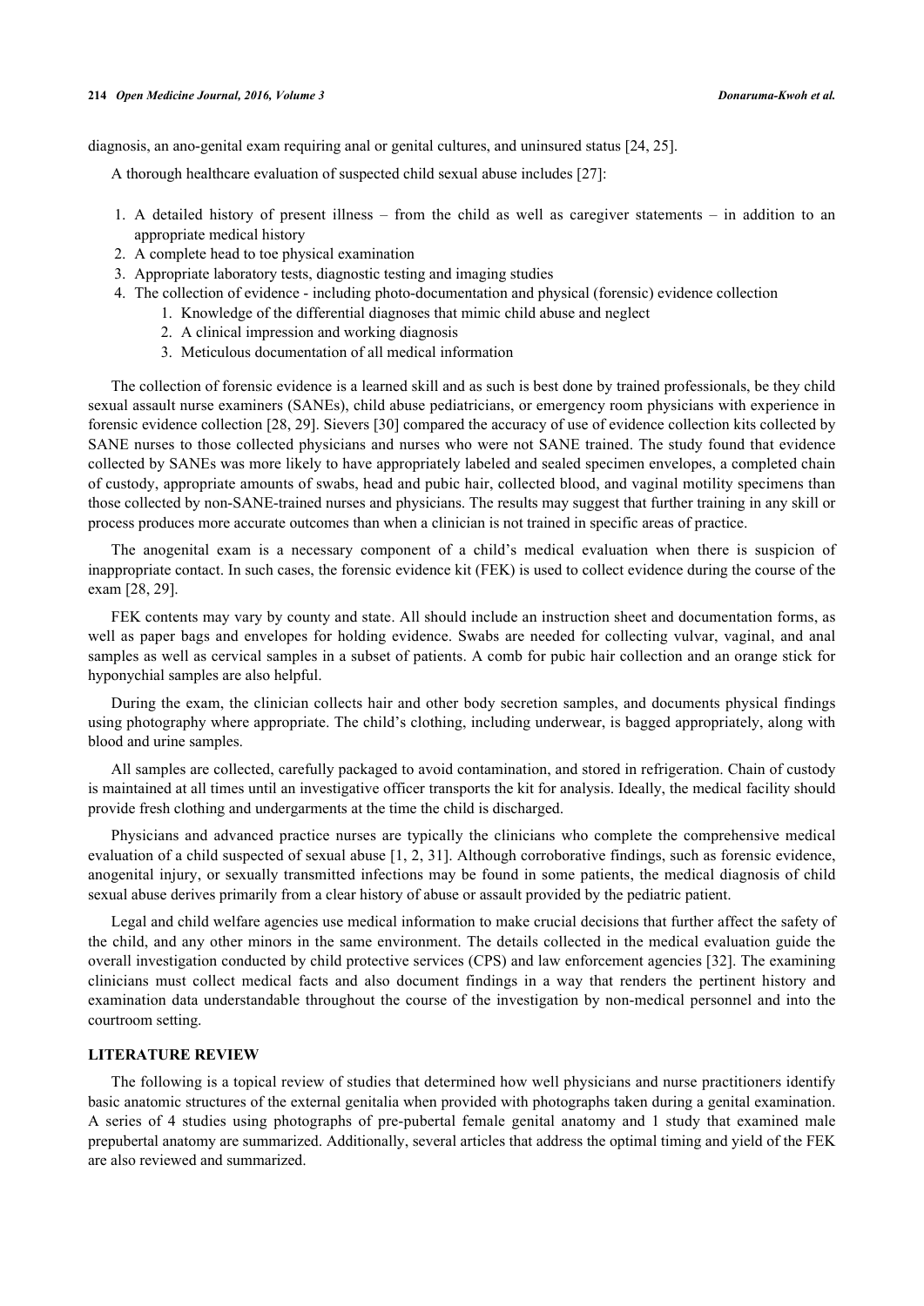diagnosis, an ano-genital exam requiring anal or genital cultures, and uninsured status [24, 25].

A thorough healthcare evaluation of suspected child sexual abuse includes [27]:

1. A detailed history of present illness – from the child as well as caregiver statements – in addition to an appropriate medical history
2. A complete head to toe physical examination
3. Appropriate laboratory tests, diagnostic testing and imaging studies
4. The collection of evidence - including photo-documentation and physical (forensic) evidence collection
    1. Knowledge of the differential diagnoses that mimic child abuse and neglect
    2. A clinical impression and working diagnosis
    3. Meticulous documentation of all medical information

The collection of forensic evidence is a learned skill and as such is best done by trained professionals, be they child sexual assault nurse examiners (SANEs), child abuse pediatricians, or emergency room physicians with experience in forensic evidence collection [28, 29]. Sievers [30] compared the accuracy of use of evidence collection kits collected by SANE nurses to those collected physicians and nurses who were not SANE trained. The study found that evidence collected by SANEs was more likely to have appropriately labeled and sealed specimen envelopes, a completed chain of custody, appropriate amounts of swabs, head and pubic hair, collected blood, and vaginal motility specimens than those collected by non-SANE-trained nurses and physicians. The results may suggest that further training in any skill or process produces more accurate outcomes than when a clinician is not trained in specific areas of practice.

The anogenital exam is a necessary component of a child's medical evaluation when there is suspicion of inappropriate contact. In such cases, the forensic evidence kit (FEK) is used to collect evidence during the course of the exam [28, 29].

FEK contents may vary by county and state. All should include an instruction sheet and documentation forms, as well as paper bags and envelopes for holding evidence. Swabs are needed for collecting vulvar, vaginal, and anal samples as well as cervical samples in a subset of patients. A comb for pubic hair collection and an orange stick for hyponychial samples are also helpful.

During the exam, the clinician collects hair and other body secretion samples, and documents physical findings using photography where appropriate. The child's clothing, including underwear, is bagged appropriately, along with blood and urine samples.

All samples are collected, carefully packaged to avoid contamination, and stored in refrigeration. Chain of custody is maintained at all times until an investigative officer transports the kit for analysis. Ideally, the medical facility should provide fresh clothing and undergarments at the time the child is discharged.

Physicians and advanced practice nurses are typically the clinicians who complete the comprehensive medical evaluation of a child suspected of sexual abuse [1, 2, 31]. Although corroborative findings, such as forensic evidence, anogenital injury, or sexually transmitted infections may be found in some patients, the medical diagnosis of child sexual abuse derives primarily from a clear history of abuse or assault provided by the pediatric patient.

Legal and child welfare agencies use medical information to make crucial decisions that further affect the safety of the child, and any other minors in the same environment. The details collected in the medical evaluation guide the overall investigation conducted by child protective services (CPS) and law enforcement agencies [32]. The examining clinicians must collect medical facts and also document findings in a way that renders the pertinent history and examination data understandable throughout the course of the investigation by non-medical personnel and into the courtroom setting.

## LITERATURE REVIEW

The following is a topical review of studies that determined how well physicians and nurse practitioners identify basic anatomic structures of the external genitalia when provided with photographs taken during a genital examination. A series of 4 studies using photographs of pre-pubertal female genital anatomy and 1 study that examined male prepubertal anatomy are summarized. Additionally, several articles that address the optimal timing and yield of the FEK are also reviewed and summarized.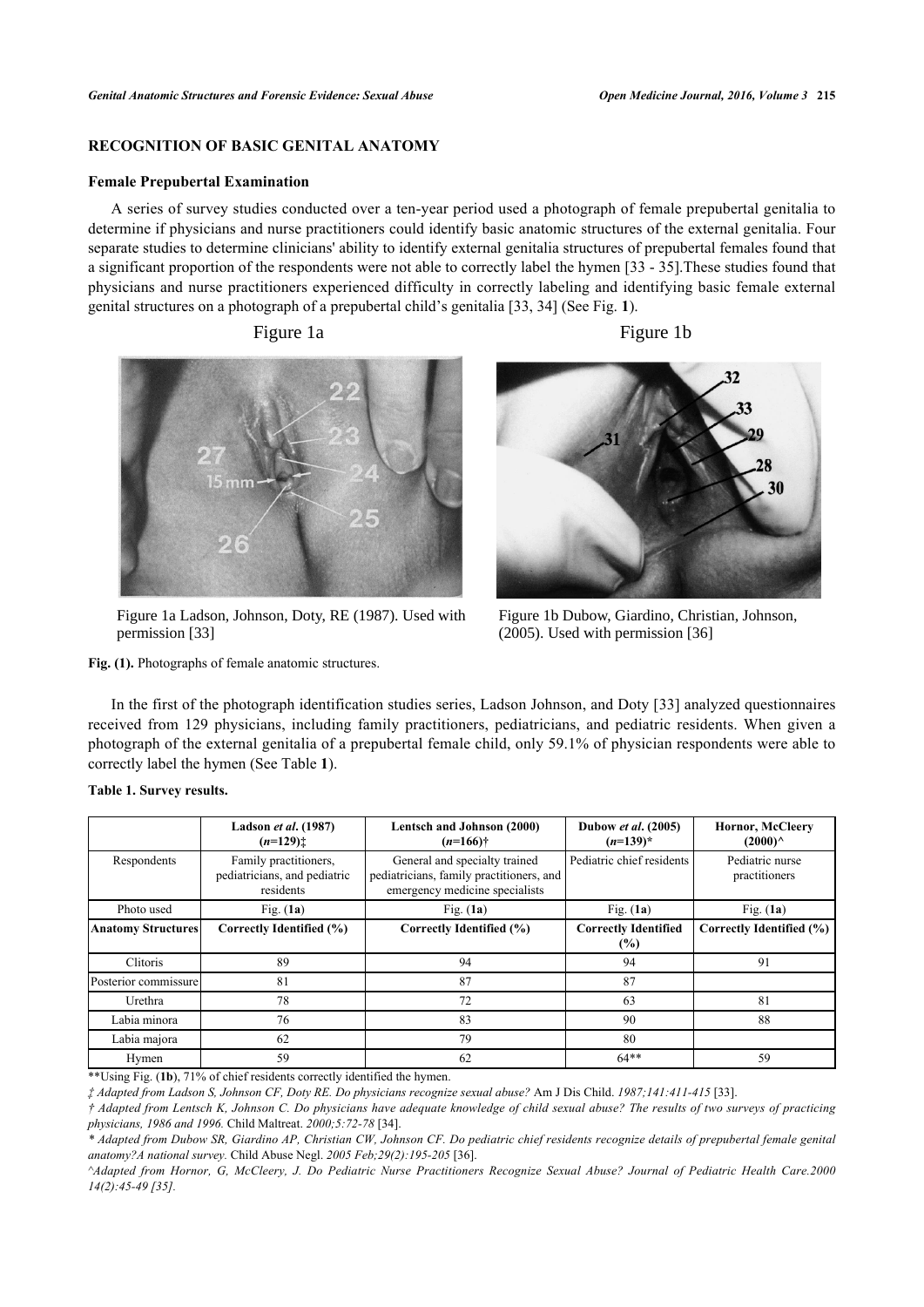## RECOGNITION OF BASIC GENITAL ANATOMY

### Female Prepubertal Examination

A series of survey studies conducted over a ten-year period used a photograph of female prepubertal genitalia to determine if physicians and nurse practitioners could identify basic anatomic structures of the external genitalia. Four separate studies to determine clinicians' ability to identify external genitalia structures of prepubertal females found that a significant proportion of the respondents were not able to correctly label the hymen [33 - 35].These studies found that physicians and nurse practitioners experienced difficulty in correctly labeling and identifying basic female external genital structures on a photograph of a prepubertal child's genitalia [33, 34] (See Fig. **1**).

Figure 1a

Figure 1b

Figure 1a Ladson, Johnson, Doty, RE (1987). Used with permission [33]

Figure 1b Dubow, Giardino, Christian, Johnson, (2005). Used with permission [36]

**Fig. (1).** Photographs of female anatomic structures.

In the first of the photograph identification studies series, Ladson Johnson, and Doty [33] analyzed questionnaires received from 129 physicians, including family practitioners, pediatricians, and pediatric residents. When given a photograph of the external genitalia of a prepubertal female child, only 59.1% of physician respondents were able to correctly label the hymen (See Table **1**).

**Table 1. Survey results.**

| | Ladson *et al*. (1987) (*n*=129)‡ | Lentsch and Johnson (2000) (*n*=166)† | Dubow *et al*. (2005) (*n*=139)* | Hornor, McCleery (2000)^ |
|---|---|---|---|---|
| Respondents | Family practitioners, pediatricians, and pediatric residents | General and specialty trained pediatricians, family practitioners, and emergency medicine specialists | Pediatric chief residents | Pediatric nurse practitioners |
| Photo used | Fig. (**1a**) | Fig. (**1a**) | Fig. (**1a**) | Fig. (**1a**) |
| **Anatomy Structures** | **Correctly Identified (%)** | **Correctly Identified (%)** | **Correctly Identified (%)** | **Correctly Identified (%)** |
| Clitoris | 89 | 94 | 94 | 91 |
| Posterior commissure | 81 | 87 | 87 | |
| Urethra | 78 | 72 | 63 | 81 |
| Labia minora | 76 | 83 | 90 | 88 |
| Labia majora | 62 | 79 | 80 | |
| Hymen | 59 | 62 | 64** | 59 |

**Using Fig. (**1b**), 71% of chief residents correctly identified the hymen.

*‡ Adapted from Ladson S, Johnson CF, Doty RE. Do physicians recognize sexual abuse?* Am J Dis Child. *1987;141:411-415* [33].

*† Adapted from Lentsch K, Johnson C. Do physicians have adequate knowledge of child sexual abuse? The results of two surveys of practicing physicians, 1986 and 1996.* Child Maltreat. *2000;5:72-78* [34].

*\* Adapted from Dubow SR, Giardino AP, Christian CW, Johnson CF. Do pediatric chief residents recognize details of prepubertal female genital anatomy?A national survey.* Child Abuse Negl. *2005 Feb;29(2):195-205* [36].

*^Adapted from Hornor, G, McCleery, J. Do Pediatric Nurse Practitioners Recognize Sexual Abuse? Journal of Pediatric Health Care.2000 14(2):45-49 [35].*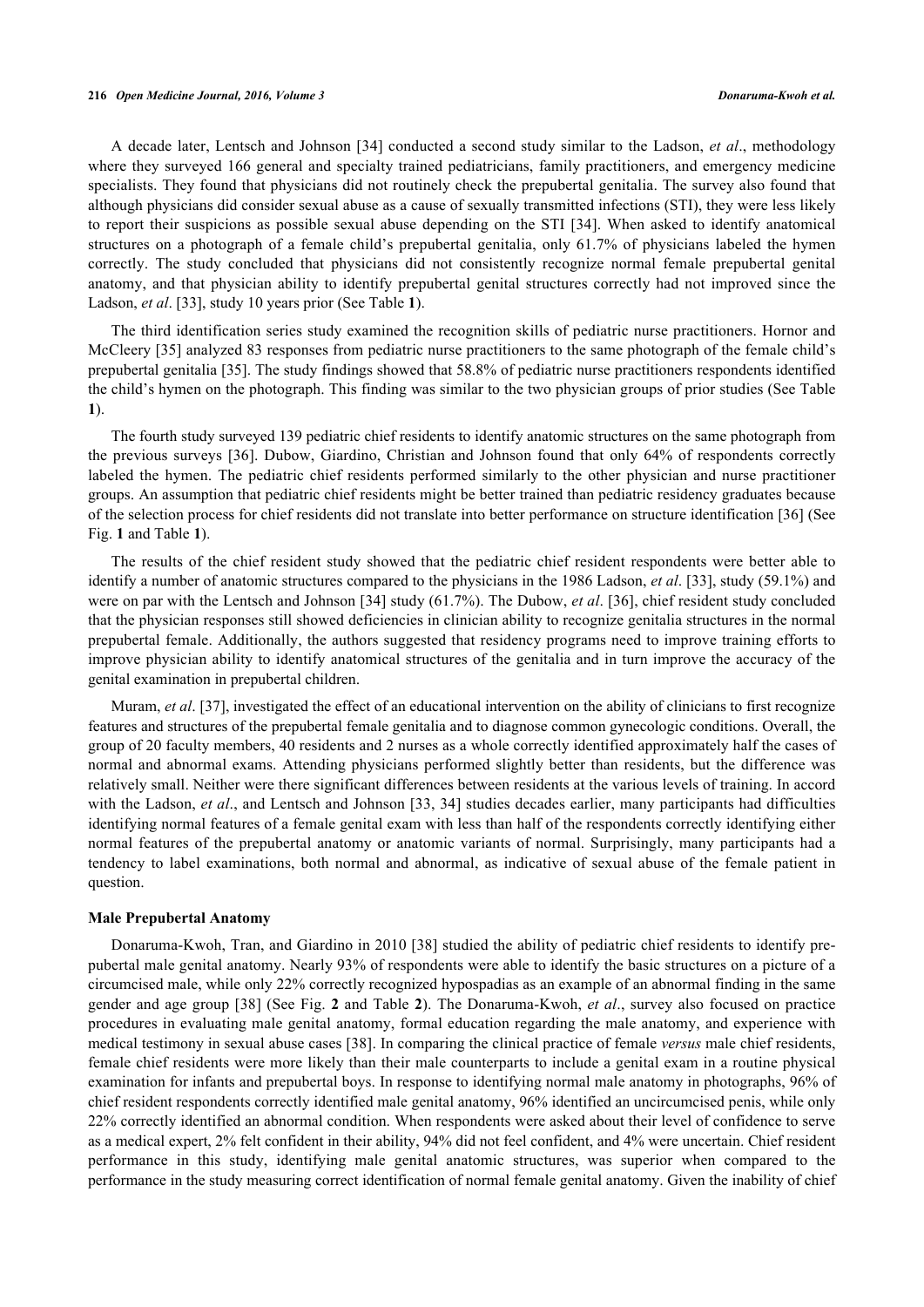A decade later, Lentsch and Johnson [34] conducted a second study similar to the Ladson, *et al*., methodology where they surveyed 166 general and specialty trained pediatricians, family practitioners, and emergency medicine specialists. They found that physicians did not routinely check the prepubertal genitalia. The survey also found that although physicians did consider sexual abuse as a cause of sexually transmitted infections (STI), they were less likely to report their suspicions as possible sexual abuse depending on the STI [34]. When asked to identify anatomical structures on a photograph of a female child's prepubertal genitalia, only 61.7% of physicians labeled the hymen correctly. The study concluded that physicians did not consistently recognize normal female prepubertal genital anatomy, and that physician ability to identify prepubertal genital structures correctly had not improved since the Ladson, *et al*. [33], study 10 years prior (See Table **1**).

The third identification series study examined the recognition skills of pediatric nurse practitioners. Hornor and McCleery [35] analyzed 83 responses from pediatric nurse practitioners to the same photograph of the female child's prepubertal genitalia [35]. The study findings showed that 58.8% of pediatric nurse practitioners respondents identified the child's hymen on the photograph. This finding was similar to the two physician groups of prior studies (See Table **1**).

The fourth study surveyed 139 pediatric chief residents to identify anatomic structures on the same photograph from the previous surveys [36]. Dubow, Giardino, Christian and Johnson found that only 64% of respondents correctly labeled the hymen. The pediatric chief residents performed similarly to the other physician and nurse practitioner groups. An assumption that pediatric chief residents might be better trained than pediatric residency graduates because of the selection process for chief residents did not translate into better performance on structure identification [36] (See Fig. **1** and Table **1**).

The results of the chief resident study showed that the pediatric chief resident respondents were better able to identify a number of anatomic structures compared to the physicians in the 1986 Ladson, *et al*. [33], study (59.1%) and were on par with the Lentsch and Johnson [34] study (61.7%). The Dubow, *et al*. [36], chief resident study concluded that the physician responses still showed deficiencies in clinician ability to recognize genitalia structures in the normal prepubertal female. Additionally, the authors suggested that residency programs need to improve training efforts to improve physician ability to identify anatomical structures of the genitalia and in turn improve the accuracy of the genital examination in prepubertal children.

Muram, *et al*. [37], investigated the effect of an educational intervention on the ability of clinicians to first recognize features and structures of the prepubertal female genitalia and to diagnose common gynecologic conditions. Overall, the group of 20 faculty members, 40 residents and 2 nurses as a whole correctly identified approximately half the cases of normal and abnormal exams. Attending physicians performed slightly better than residents, but the difference was relatively small. Neither were there significant differences between residents at the various levels of training. In accord with the Ladson, *et al*., and Lentsch and Johnson [33, 34] studies decades earlier, many participants had difficulties identifying normal features of a female genital exam with less than half of the respondents correctly identifying either normal features of the prepubertal anatomy or anatomic variants of normal. Surprisingly, many participants had a tendency to label examinations, both normal and abnormal, as indicative of sexual abuse of the female patient in question.

### Male Prepubertal Anatomy

Donaruma-Kwoh, Tran, and Giardino in 2010 [38] studied the ability of pediatric chief residents to identify pre-pubertal male genital anatomy. Nearly 93% of respondents were able to identify the basic structures on a picture of a circumcised male, while only 22% correctly recognized hypospadias as an example of an abnormal finding in the same gender and age group [38] (See Fig. **2** and Table **2**). The Donaruma-Kwoh, *et al*., survey also focused on practice procedures in evaluating male genital anatomy, formal education regarding the male anatomy, and experience with medical testimony in sexual abuse cases [38]. In comparing the clinical practice of female *versus* male chief residents, female chief residents were more likely than their male counterparts to include a genital exam in a routine physical examination for infants and prepubertal boys. In response to identifying normal male anatomy in photographs, 96% of chief resident respondents correctly identified male genital anatomy, 96% identified an uncircumcised penis, while only 22% correctly identified an abnormal condition. When respondents were asked about their level of confidence to serve as a medical expert, 2% felt confident in their ability, 94% did not feel confident, and 4% were uncertain. Chief resident performance in this study, identifying male genital anatomic structures, was superior when compared to the performance in the study measuring correct identification of normal female genital anatomy. Given the inability of chief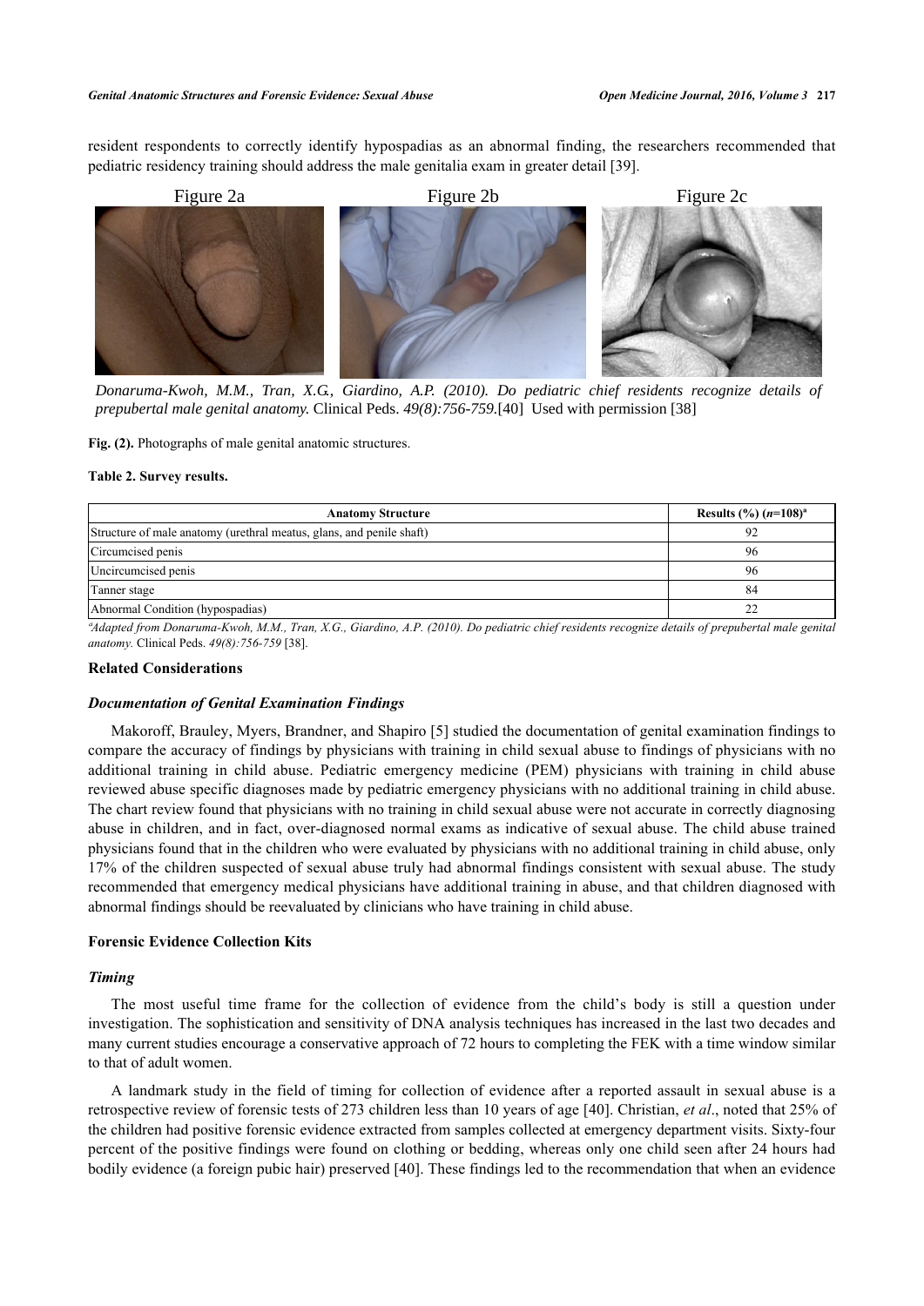resident respondents to correctly identify hypospadias as an abnormal finding, the researchers recommended that pediatric residency training should address the male genitalia exam in greater detail [39].

Figure 2a

Figure 2b

Figure 2c

*Donaruma-Kwoh, M.M., Tran, X.G., Giardino, A.P. (2010). Do pediatric chief residents recognize details of prepubertal male genital anatomy.* Clinical Peds. *49(8):756-759.*[40] Used with permission [38]

**Fig. (2).** Photographs of male genital anatomic structures.

**Table 2. Survey results.**

| Anatomy Structure | Results (%) (*n*=108)[a] |
|---|---|
| Structure of male anatomy (urethral meatus, glans, and penile shaft) | 92 |
| Circumcised penis | 96 |
| Uncircumcised penis | 96 |
| Tanner stage | 84 |
| Abnormal Condition (hypospadias) | 22 |

[a]*Adapted from Donaruma-Kwoh, M.M., Tran, X.G., Giardino, A.P. (2010). Do pediatric chief residents recognize details of prepubertal male genital anatomy.* Clinical Peds. *49(8):756-759* [38].

### Related Considerations

#### *Documentation of Genital Examination Findings*

Makoroff, Brauley, Myers, Brandner, and Shapiro [5] studied the documentation of genital examination findings to compare the accuracy of findings by physicians with training in child sexual abuse to findings of physicians with no additional training in child abuse. Pediatric emergency medicine (PEM) physicians with training in child abuse reviewed abuse specific diagnoses made by pediatric emergency physicians with no additional training in child abuse. The chart review found that physicians with no training in child sexual abuse were not accurate in correctly diagnosing abuse in children, and in fact, over-diagnosed normal exams as indicative of sexual abuse. The child abuse trained physicians found that in the children who were evaluated by physicians with no additional training in child abuse, only 17% of the children suspected of sexual abuse truly had abnormal findings consistent with sexual abuse. The study recommended that emergency medical physicians have additional training in abuse, and that children diagnosed with abnormal findings should be reevaluated by clinicians who have training in child abuse.

### Forensic Evidence Collection Kits

#### *Timing*

The most useful time frame for the collection of evidence from the child's body is still a question under investigation. The sophistication and sensitivity of DNA analysis techniques has increased in the last two decades and many current studies encourage a conservative approach of 72 hours to completing the FEK with a time window similar to that of adult women.

A landmark study in the field of timing for collection of evidence after a reported assault in sexual abuse is a retrospective review of forensic tests of 273 children less than 10 years of age [40]. Christian, *et al*., noted that 25% of the children had positive forensic evidence extracted from samples collected at emergency department visits. Sixty-four percent of the positive findings were found on clothing or bedding, whereas only one child seen after 24 hours had bodily evidence (a foreign pubic hair) preserved [40]. These findings led to the recommendation that when an evidence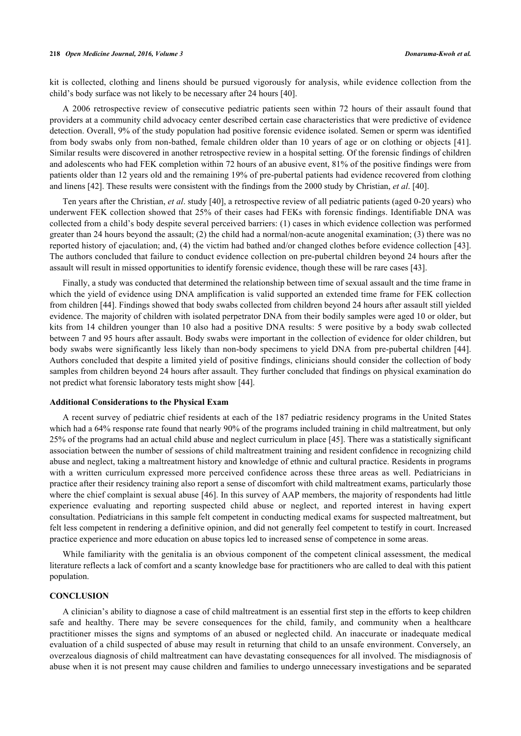kit is collected, clothing and linens should be pursued vigorously for analysis, while evidence collection from the child's body surface was not likely to be necessary after 24 hours [40].

A 2006 retrospective review of consecutive pediatric patients seen within 72 hours of their assault found that providers at a community child advocacy center described certain case characteristics that were predictive of evidence detection. Overall, 9% of the study population had positive forensic evidence isolated. Semen or sperm was identified from body swabs only from non-bathed, female children older than 10 years of age or on clothing or objects [41]. Similar results were discovered in another retrospective review in a hospital setting. Of the forensic findings of children and adolescents who had FEK completion within 72 hours of an abusive event, 81% of the positive findings were from patients older than 12 years old and the remaining 19% of pre-pubertal patients had evidence recovered from clothing and linens [42]. These results were consistent with the findings from the 2000 study by Christian, *et al*. [40].

Ten years after the Christian, *et al*. study [40], a retrospective review of all pediatric patients (aged 0-20 years) who underwent FEK collection showed that 25% of their cases had FEKs with forensic findings. Identifiable DNA was collected from a child's body despite several perceived barriers: (1) cases in which evidence collection was performed greater than 24 hours beyond the assault; (2) the child had a normal/non-acute anogenital examination; (3) there was no reported history of ejaculation; and, (4) the victim had bathed and/or changed clothes before evidence collection [43]. The authors concluded that failure to conduct evidence collection on pre-pubertal children beyond 24 hours after the assault will result in missed opportunities to identify forensic evidence, though these will be rare cases [43].

Finally, a study was conducted that determined the relationship between time of sexual assault and the time frame in which the yield of evidence using DNA amplification is valid supported an extended time frame for FEK collection from children [44]. Findings showed that body swabs collected from children beyond 24 hours after assault still yielded evidence. The majority of children with isolated perpetrator DNA from their bodily samples were aged 10 or older, but kits from 14 children younger than 10 also had a positive DNA results: 5 were positive by a body swab collected between 7 and 95 hours after assault. Body swabs were important in the collection of evidence for older children, but body swabs were significantly less likely than non-body specimens to yield DNA from pre-pubertal children [44]. Authors concluded that despite a limited yield of positive findings, clinicians should consider the collection of body samples from children beyond 24 hours after assault. They further concluded that findings on physical examination do not predict what forensic laboratory tests might show [44].

### Additional Considerations to the Physical Exam

A recent survey of pediatric chief residents at each of the 187 pediatric residency programs in the United States which had a 64% response rate found that nearly 90% of the programs included training in child maltreatment, but only 25% of the programs had an actual child abuse and neglect curriculum in place [45]. There was a statistically significant association between the number of sessions of child maltreatment training and resident confidence in recognizing child abuse and neglect, taking a maltreatment history and knowledge of ethnic and cultural practice. Residents in programs with a written curriculum expressed more perceived confidence across these three areas as well. Pediatricians in practice after their residency training also report a sense of discomfort with child maltreatment exams, particularly those where the chief complaint is sexual abuse [46]. In this survey of AAP members, the majority of respondents had little experience evaluating and reporting suspected child abuse or neglect, and reported interest in having expert consultation. Pediatricians in this sample felt competent in conducting medical exams for suspected maltreatment, but felt less competent in rendering a definitive opinion, and did not generally feel competent to testify in court. Increased practice experience and more education on abuse topics led to increased sense of competence in some areas.

While familiarity with the genitalia is an obvious component of the competent clinical assessment, the medical literature reflects a lack of comfort and a scanty knowledge base for practitioners who are called to deal with this patient population.

## CONCLUSION

A clinician's ability to diagnose a case of child maltreatment is an essential first step in the efforts to keep children safe and healthy. There may be severe consequences for the child, family, and community when a healthcare practitioner misses the signs and symptoms of an abused or neglected child. An inaccurate or inadequate medical evaluation of a child suspected of abuse may result in returning that child to an unsafe environment. Conversely, an overzealous diagnosis of child maltreatment can have devastating consequences for all involved. The misdiagnosis of abuse when it is not present may cause children and families to undergo unnecessary investigations and be separated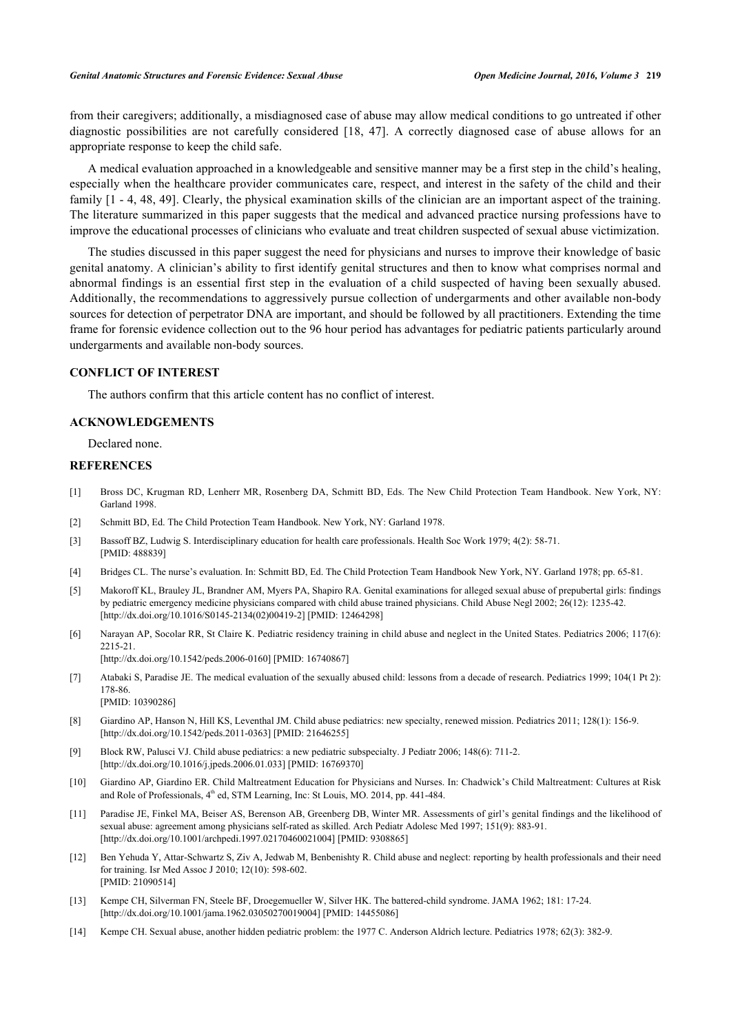from their caregivers; additionally, a misdiagnosed case of abuse may allow medical conditions to go untreated if other diagnostic possibilities are not carefully considered [18, 47]. A correctly diagnosed case of abuse allows for an appropriate response to keep the child safe.

A medical evaluation approached in a knowledgeable and sensitive manner may be a first step in the child's healing, especially when the healthcare provider communicates care, respect, and interest in the safety of the child and their family [1 - 4, 48, 49]. Clearly, the physical examination skills of the clinician are an important aspect of the training. The literature summarized in this paper suggests that the medical and advanced practice nursing professions have to improve the educational processes of clinicians who evaluate and treat children suspected of sexual abuse victimization.

The studies discussed in this paper suggest the need for physicians and nurses to improve their knowledge of basic genital anatomy. A clinician's ability to first identify genital structures and then to know what comprises normal and abnormal findings is an essential first step in the evaluation of a child suspected of having been sexually abused. Additionally, the recommendations to aggressively pursue collection of undergarments and other available non-body sources for detection of perpetrator DNA are important, and should be followed by all practitioners. Extending the time frame for forensic evidence collection out to the 96 hour period has advantages for pediatric patients particularly around undergarments and available non-body sources.

## CONFLICT OF INTEREST

The authors confirm that this article content has no conflict of interest.

## ACKNOWLEDGEMENTS

Declared none.

## REFERENCES

[1] Bross DC, Krugman RD, Lenherr MR, Rosenberg DA, Schmitt BD, Eds. The New Child Protection Team Handbook. New York, NY: Garland 1998.

[2] Schmitt BD, Ed. The Child Protection Team Handbook. New York, NY: Garland 1978.

[3] Bassoff BZ, Ludwig S. Interdisciplinary education for health care professionals. Health Soc Work 1979; 4(2): 58-71. [PMID: 488839]

[4] Bridges CL. The nurse's evaluation. In: Schmitt BD, Ed. The Child Protection Team Handbook New York, NY. Garland 1978; pp. 65-81.

[5] Makoroff KL, Brauley JL, Brandner AM, Myers PA, Shapiro RA. Genital examinations for alleged sexual abuse of prepubertal girls: findings by pediatric emergency medicine physicians compared with child abuse trained physicians. Child Abuse Negl 2002; 26(12): 1235-42. [http://dx.doi.org/10.1016/S0145-2134(02)00419-2] [PMID: 12464298]

[6] Narayan AP, Socolar RR, St Claire K. Pediatric residency training in child abuse and neglect in the United States. Pediatrics 2006; 117(6): 2215-21. [http://dx.doi.org/10.1542/peds.2006-0160] [PMID: 16740867]

[7] Atabaki S, Paradise JE. The medical evaluation of the sexually abused child: lessons from a decade of research. Pediatrics 1999; 104(1 Pt 2): 178-86. [PMID: 10390286]

[8] Giardino AP, Hanson N, Hill KS, Leventhal JM. Child abuse pediatrics: new specialty, renewed mission. Pediatrics 2011; 128(1): 156-9. [http://dx.doi.org/10.1542/peds.2011-0363] [PMID: 21646255]

[9] Block RW, Palusci VJ. Child abuse pediatrics: a new pediatric subspecialty. J Pediatr 2006; 148(6): 711-2. [http://dx.doi.org/10.1016/j.jpeds.2006.01.033] [PMID: 16769370]

[10] Giardino AP, Giardino ER. Child Maltreatment Education for Physicians and Nurses. In: Chadwick's Child Maltreatment: Cultures at Risk and Role of Professionals, 4th ed, STM Learning, Inc: St Louis, MO. 2014, pp. 441-484.

[11] Paradise JE, Finkel MA, Beiser AS, Berenson AB, Greenberg DB, Winter MR. Assessments of girl's genital findings and the likelihood of sexual abuse: agreement among physicians self-rated as skilled. Arch Pediatr Adolesc Med 1997; 151(9): 883-91. [http://dx.doi.org/10.1001/archpedi.1997.02170460021004] [PMID: 9308865]

[12] Ben Yehuda Y, Attar-Schwartz S, Ziv A, Jedwab M, Benbenishty R. Child abuse and neglect: reporting by health professionals and their need for training. Isr Med Assoc J 2010; 12(10): 598-602. [PMID: 21090514]

[13] Kempe CH, Silverman FN, Steele BF, Droegemueller W, Silver HK. The battered-child syndrome. JAMA 1962; 181: 17-24. [http://dx.doi.org/10.1001/jama.1962.03050270019004] [PMID: 14455086]

[14] Kempe CH. Sexual abuse, another hidden pediatric problem: the 1977 C. Anderson Aldrich lecture. Pediatrics 1978; 62(3): 382-9.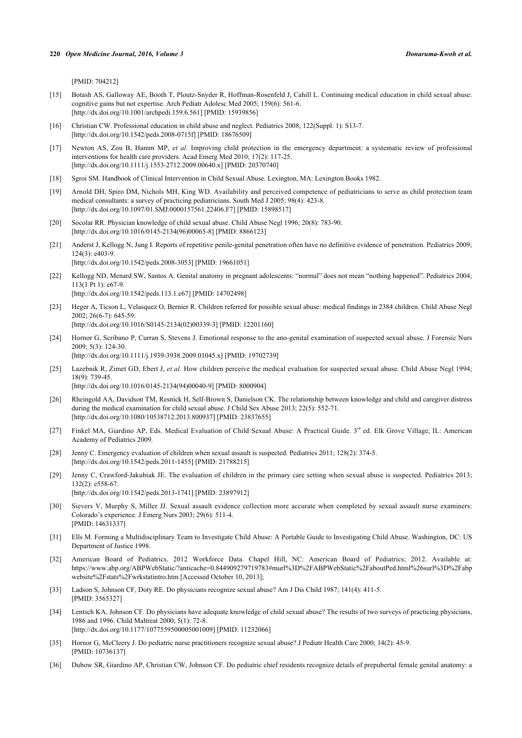[PMID: 704212]

[15] Botash AS, Galloway AE, Booth T, Ploutz-Snyder R, Hoffman-Rosenfeld J, Cahill L. Continuing medical education in child sexual abuse: cognitive gains but not expertise. Arch Pediatr Adolesc Med 2005; 159(6): 561-6. [http://dx.doi.org/10.1001/archpedi.159.6.561] [PMID: 15939856]

[16] Christian CW. Professional education in child abuse and neglect. Pediatrics 2008; 122(Suppl. 1): S13-7. [http://dx.doi.org/10.1542/peds.2008-0715f] [PMID: 18676509]

[17] Newton AS, Zou B, Hamm MP, *et al.* Improving child protection in the emergency department: a systematic review of professional interventions for health care providers. Acad Emerg Med 2010; 17(2): 117-25. [http://dx.doi.org/10.1111/j.1553-2712.2009.00640.x] [PMID: 20370740]

[18] Sgroi SM. Handbook of Clinical Intervention in Child Sexual Abuse. Lexington, MA: Lexington Books 1982.

[19] Arnold DH, Spiro DM, Nichols MH, King WD. Availability and perceived competence of pediatricians to serve as child protection team medical consultants: a survey of practicing pediatricians. South Med J 2005; 98(4): 423-8. [http://dx.doi.org/10.1097/01.SMJ.0000157561.22406.F7] [PMID: 15898517]

[20] Socolar RR. Physician knowledge of child sexual abuse. Child Abuse Negl 1996; 20(8): 783-90. [http://dx.doi.org/10.1016/0145-2134(96)00065-8] [PMID: 8866123]

[21] Anderst J, Kellogg N, Jung I. Reports of repetitive penile-genital penetration often have no definitive evidence of penetration. Pediatrics 2009; 124(3): e403-9. [http://dx.doi.org/10.1542/peds.2008-3053] [PMID: 19661051]

[22] Kellogg ND, Menard SW, Santos A. Genital anatomy in pregnant adolescents: "normal" does not mean "nothing happened". Pediatrics 2004; 113(1 Pt 1): e67-9. [http://dx.doi.org/10.1542/peds.113.1.e67] [PMID: 14702498]

[23] Heger A, Ticson L, Velasquez O, Bernier R. Children referred for possible sexual abuse: medical findings in 2384 children. Child Abuse Negl 2002; 26(6-7): 645-59. [http://dx.doi.org/10.1016/S0145-2134(02)00339-3] [PMID: 12201160]

[24] Hornor G, Scribano P, Curran S, Stevens J. Emotional response to the ano-genital examination of suspected sexual abuse. J Forensic Nurs 2009; 5(3): 124-30. [http://dx.doi.org/10.1111/j.1939-3938.2009.01045.x] [PMID: 19702739]

[25] Lazebnik R, Zimet GD, Ebert J, *et al.* How children perceive the medical evaluation for suspected sexual abuse. Child Abuse Negl 1994; 18(9): 739-45. [http://dx.doi.org/10.1016/0145-2134(94)00040-9] [PMID: 8000904]

[26] Rheingold AA, Davidson TM, Resnick H, Self-Brown S, Danielson CK. The relationship between knowledge and child and caregiver distress during the medical examination for child sexual abuse. J Child Sex Abuse 2013; 22(5): 552-71. [http://dx.doi.org/10.1080/10538712.2013.800937] [PMID: 23837655]

[27] Finkel MA, Giardino AP, Eds. Medical Evaluation of Child Sexual Abuse: A Practical Guide. 3rd ed. Elk Grove Village, IL: American Academy of Pediatrics 2009.

[28] Jenny C. Emergency evaluation of children when sexual assault is suspected. Pediatrics 2011; 128(2): 374-5. [http://dx.doi.org/10.1542/peds.2011-1455] [PMID: 21788215]

[29] Jenny C, Crawford-Jakubiak JE. The evaluation of children in the primary care setting when sexual abuse is suspected. Pediatrics 2013; 132(2): e558-67. [http://dx.doi.org/10.1542/peds.2013-1741] [PMID: 23897912]

[30] Sievers V, Murphy S, Miller JJ. Sexual assault evidence collection more accurate when completed by sexual assault nurse examiners: Colorado's experience. J Emerg Nurs 2003; 29(6): 511-4. [PMID: 14631337]

[31] Ells M. Forming a Multidisciplinary Team to Investigate Child Abuse: A Portable Guide to Investigating Child Abuse. Washington, DC: US Department of Justice 1998.

[32] American Board of Pediatrics. 2012 Workforce Data. Chapel Hill, NC: American Board of Pediatrics; 2012. Available at: https://www.abp.org/ABPWebStatic/?anticache=0.844909279719783#murl%3D%2FABPWebStatic%2FaboutPed.html%26surl%3D%2Fabpwebsite%2Fstats%2Fwrkstatintro.htm [Accessed October 10, 2013];

[33] Ladson S, Johnson CF, Doty RE. Do physicians recognize sexual abuse? Am J Dis Child 1987; 141(4): 411-5. [PMID: 3565327]

[34] Lentsch KA, Johnson CF. Do physicians have adequate knowledge of child sexual abuse? The results of two surveys of practicing physicians, 1986 and 1996. Child Maltreat 2000; 5(1): 72-8. [http://dx.doi.org/10.1177/1077559500005001009] [PMID: 11232066]

[35] Hornor G, McCleery J. Do pediatric nurse practitioners recognize sexual abuse? J Pediatr Health Care 2000; 14(2): 45-9. [PMID: 10736137]

[36] Dubow SR, Giardino AP, Christian CW, Johnson CF. Do pediatric chief residents recognize details of prepubertal female genital anatomy: a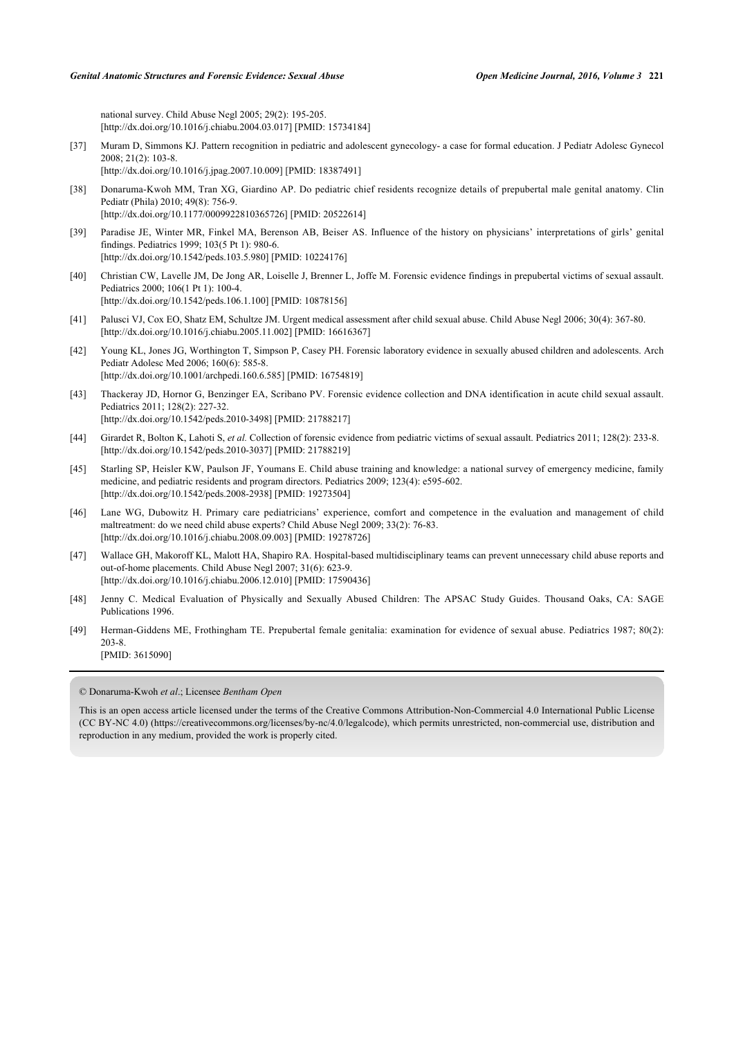national survey. Child Abuse Negl 2005; 29(2): 195-205.
[http://dx.doi.org/10.1016/j.chiabu.2004.03.017] [PMID: 15734184]

[37] Muram D, Simmons KJ. Pattern recognition in pediatric and adolescent gynecology- a case for formal education. J Pediatr Adolesc Gynecol 2008; 21(2): 103-8.
[http://dx.doi.org/10.1016/j.jpag.2007.10.009] [PMID: 18387491]

[38] Donaruma-Kwoh MM, Tran XG, Giardino AP. Do pediatric chief residents recognize details of prepubertal male genital anatomy. Clin Pediatr (Phila) 2010; 49(8): 756-9.
[http://dx.doi.org/10.1177/0009922810365726] [PMID: 20522614]

[39] Paradise JE, Winter MR, Finkel MA, Berenson AB, Beiser AS. Influence of the history on physicians' interpretations of girls' genital findings. Pediatrics 1999; 103(5 Pt 1): 980-6.
[http://dx.doi.org/10.1542/peds.103.5.980] [PMID: 10224176]

[40] Christian CW, Lavelle JM, De Jong AR, Loiselle J, Brenner L, Joffe M. Forensic evidence findings in prepubertal victims of sexual assault. Pediatrics 2000; 106(1 Pt 1): 100-4.
[http://dx.doi.org/10.1542/peds.106.1.100] [PMID: 10878156]

[41] Palusci VJ, Cox EO, Shatz EM, Schultze JM. Urgent medical assessment after child sexual abuse. Child Abuse Negl 2006; 30(4): 367-80.
[http://dx.doi.org/10.1016/j.chiabu.2005.11.002] [PMID: 16616367]

[42] Young KL, Jones JG, Worthington T, Simpson P, Casey PH. Forensic laboratory evidence in sexually abused children and adolescents. Arch Pediatr Adolesc Med 2006; 160(6): 585-8.
[http://dx.doi.org/10.1001/archpedi.160.6.585] [PMID: 16754819]

[43] Thackeray JD, Hornor G, Benzinger EA, Scribano PV. Forensic evidence collection and DNA identification in acute child sexual assault. Pediatrics 2011; 128(2): 227-32.
[http://dx.doi.org/10.1542/peds.2010-3498] [PMID: 21788217]

[44] Girardet R, Bolton K, Lahoti S, *et al.* Collection of forensic evidence from pediatric victims of sexual assault. Pediatrics 2011; 128(2): 233-8.
[http://dx.doi.org/10.1542/peds.2010-3037] [PMID: 21788219]

[45] Starling SP, Heisler KW, Paulson JF, Youmans E. Child abuse training and knowledge: a national survey of emergency medicine, family medicine, and pediatric residents and program directors. Pediatrics 2009; 123(4): e595-602.
[http://dx.doi.org/10.1542/peds.2008-2938] [PMID: 19273504]

[46] Lane WG, Dubowitz H. Primary care pediatricians' experience, comfort and competence in the evaluation and management of child maltreatment: do we need child abuse experts? Child Abuse Negl 2009; 33(2): 76-83.
[http://dx.doi.org/10.1016/j.chiabu.2008.09.003] [PMID: 19278726]

[47] Wallace GH, Makoroff KL, Malott HA, Shapiro RA. Hospital-based multidisciplinary teams can prevent unnecessary child abuse reports and out-of-home placements. Child Abuse Negl 2007; 31(6): 623-9.
[http://dx.doi.org/10.1016/j.chiabu.2006.12.010] [PMID: 17590436]

[48] Jenny C. Medical Evaluation of Physically and Sexually Abused Children: The APSAC Study Guides. Thousand Oaks, CA: SAGE Publications 1996.

[49] Herman-Giddens ME, Frothingham TE. Prepubertal female genitalia: examination for evidence of sexual abuse. Pediatrics 1987; 80(2): 203-8.
[PMID: 3615090]

© Donaruma-Kwoh *et al*.; Licensee *Bentham Open*

This is an open access article licensed under the terms of the Creative Commons Attribution-Non-Commercial 4.0 International Public License (CC BY-NC 4.0) (https://creativecommons.org/licenses/by-nc/4.0/legalcode), which permits unrestricted, non-commercial use, distribution and reproduction in any medium, provided the work is properly cited.